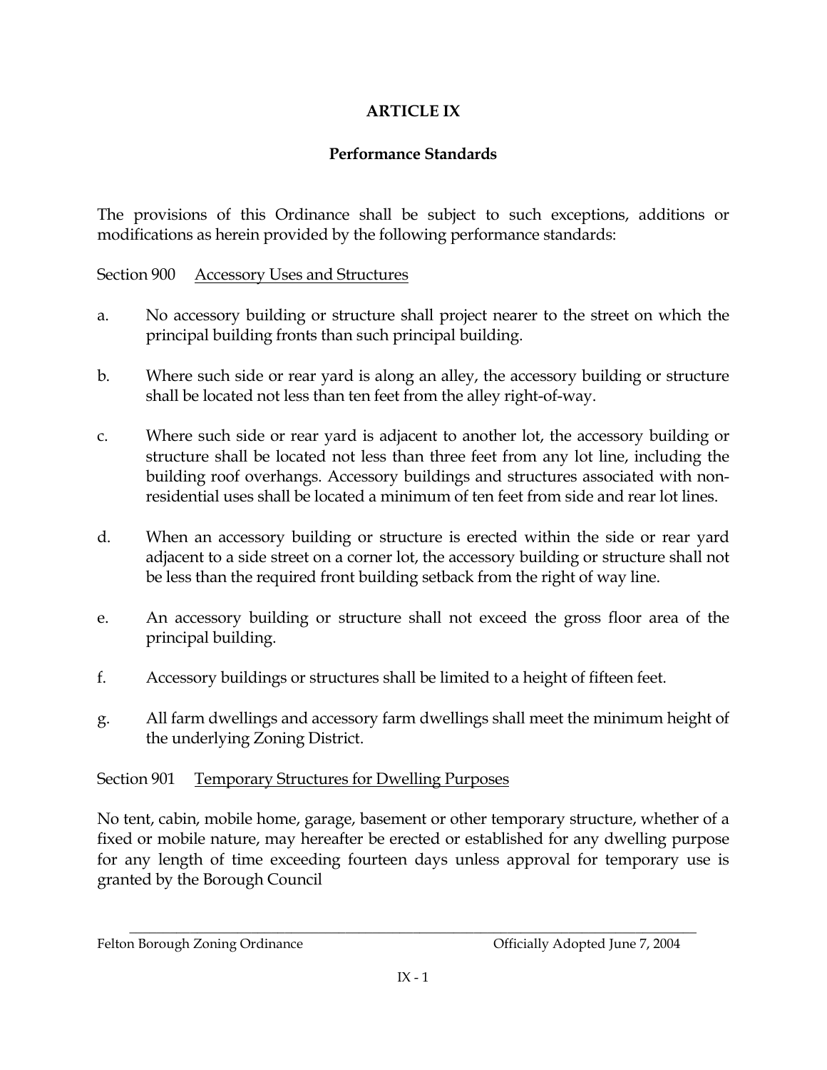# ARTICLE IX

## Performance Standards

The provisions of this Ordinance shall be subject to such exceptions, additions or modifications as herein provided by the following performance standards:

Section 900 Accessory Uses and Structures

a. No accessory building or structure shall project nearer to the street on which the principal building fronts than such principal building.

b. Where such side or rear yard is along an alley, the accessory building or structure shall be located not less than ten feet from the alley right-of-way.

c. Where such side or rear yard is adjacent to another lot, the accessory building or structure shall be located not less than three feet from any lot line, including the building roof overhangs. Accessory buildings and structures associated with non-residential uses shall be located a minimum of ten feet from side and rear lot lines.

d. When an accessory building or structure is erected within the side or rear yard adjacent to a side street on a corner lot, the accessory building or structure shall not be less than the required front building setback from the right of way line.

e. An accessory building or structure shall not exceed the gross floor area of the principal building.

f. Accessory buildings or structures shall be limited to a height of fifteen feet.

g. All farm dwellings and accessory farm dwellings shall meet the minimum height of the underlying Zoning District.

Section 901 Temporary Structures for Dwelling Purposes

No tent, cabin, mobile home, garage, basement or other temporary structure, whether of a fixed or mobile nature, may hereafter be erected or established for any dwelling purpose for any length of time exceeding fourteen days unless approval for temporary use is granted by the Borough Council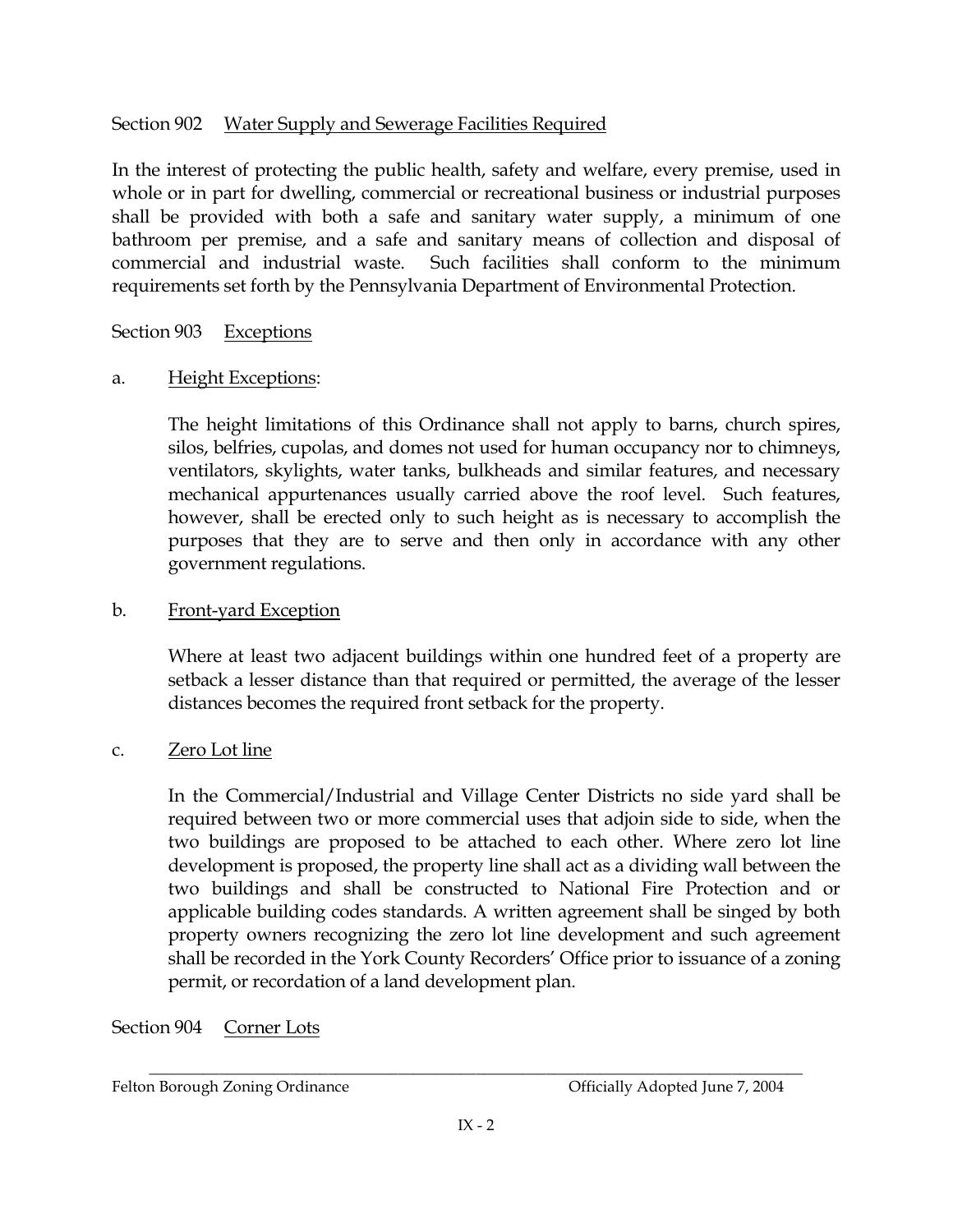## Section 902 Water Supply and Sewerage Facilities Required

In the interest of protecting the public health, safety and welfare, every premise, used in whole or in part for dwelling, commercial or recreational business or industrial purposes shall be provided with both a safe and sanitary water supply, a minimum of one bathroom per premise, and a safe and sanitary means of collection and disposal of commercial and industrial waste. Such facilities shall conform to the minimum requirements set forth by the Pennsylvania Department of Environmental Protection.

## Section 903 Exceptions

a. Height Exceptions:

The height limitations of this Ordinance shall not apply to barns, church spires, silos, belfries, cupolas, and domes not used for human occupancy nor to chimneys, ventilators, skylights, water tanks, bulkheads and similar features, and necessary mechanical appurtenances usually carried above the roof level. Such features, however, shall be erected only to such height as is necessary to accomplish the purposes that they are to serve and then only in accordance with any other government regulations.

b. Front-yard Exception

Where at least two adjacent buildings within one hundred feet of a property are setback a lesser distance than that required or permitted, the average of the lesser distances becomes the required front setback for the property.

c. Zero Lot line

In the Commercial/Industrial and Village Center Districts no side yard shall be required between two or more commercial uses that adjoin side to side, when the two buildings are proposed to be attached to each other. Where zero lot line development is proposed, the property line shall act as a dividing wall between the two buildings and shall be constructed to National Fire Protection and or applicable building codes standards. A written agreement shall be singed by both property owners recognizing the zero lot line development and such agreement shall be recorded in the York County Recorders' Office prior to issuance of a zoning permit, or recordation of a land development plan.

## Section 904 Corner Lots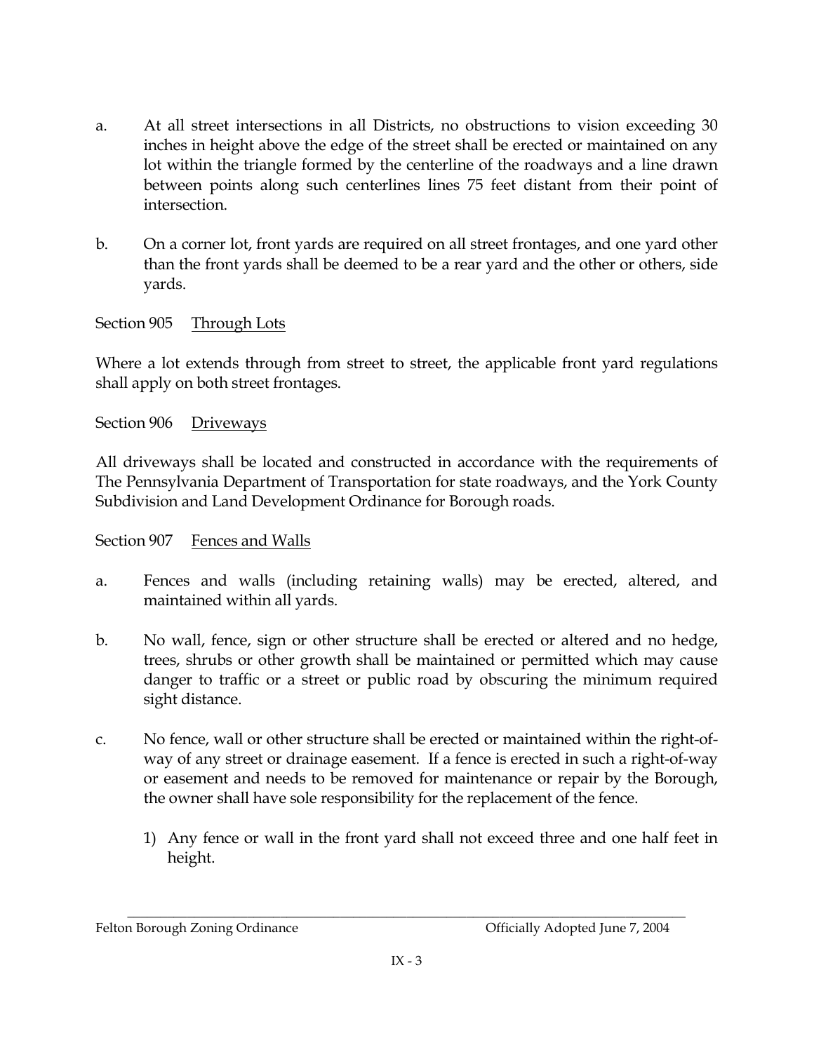a. At all street intersections in all Districts, no obstructions to vision exceeding 30 inches in height above the edge of the street shall be erected or maintained on any lot within the triangle formed by the centerline of the roadways and a line drawn between points along such centerlines lines 75 feet distant from their point of intersection.

b. On a corner lot, front yards are required on all street frontages, and one yard other than the front yards shall be deemed to be a rear yard and the other or others, side yards.

Section 905 Through Lots

Where a lot extends through from street to street, the applicable front yard regulations shall apply on both street frontages.

Section 906 Driveways

All driveways shall be located and constructed in accordance with the requirements of The Pennsylvania Department of Transportation for state roadways, and the York County Subdivision and Land Development Ordinance for Borough roads.

Section 907 Fences and Walls

a. Fences and walls (including retaining walls) may be erected, altered, and maintained within all yards.

b. No wall, fence, sign or other structure shall be erected or altered and no hedge, trees, shrubs or other growth shall be maintained or permitted which may cause danger to traffic or a street or public road by obscuring the minimum required sight distance.

c. No fence, wall or other structure shall be erected or maintained within the right-of-way of any street or drainage easement. If a fence is erected in such a right-of-way or easement and needs to be removed for maintenance or repair by the Borough, the owner shall have sole responsibility for the replacement of the fence.

   1) Any fence or wall in the front yard shall not exceed three and one half feet in height.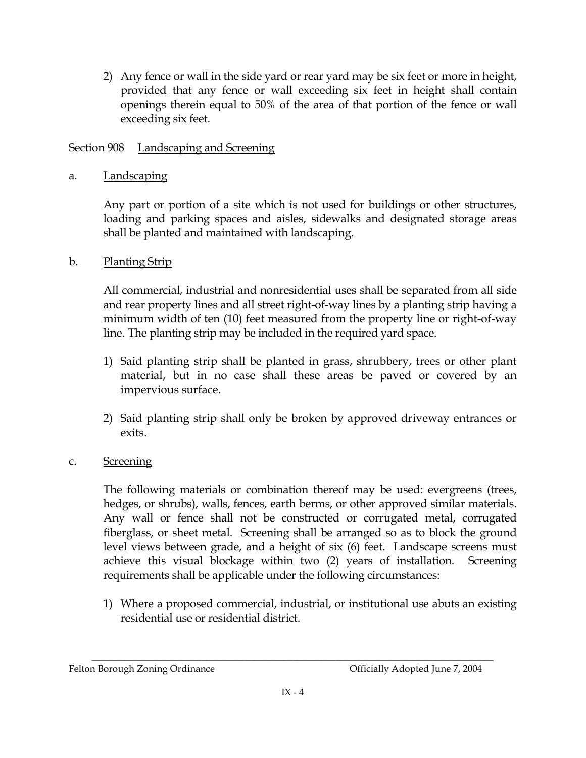2) Any fence or wall in the side yard or rear yard may be six feet or more in height, provided that any fence or wall exceeding six feet in height shall contain openings therein equal to 50% of the area of that portion of the fence or wall exceeding six feet.

## Section 908 Landscaping and Screening

### a. Landscaping

Any part or portion of a site which is not used for buildings or other structures, loading and parking spaces and aisles, sidewalks and designated storage areas shall be planted and maintained with landscaping.

### b. Planting Strip

All commercial, industrial and nonresidential uses shall be separated from all side and rear property lines and all street right-of-way lines by a planting strip having a minimum width of ten (10) feet measured from the property line or right-of-way line. The planting strip may be included in the required yard space.

1) Said planting strip shall be planted in grass, shrubbery, trees or other plant material, but in no case shall these areas be paved or covered by an impervious surface.

2) Said planting strip shall only be broken by approved driveway entrances or exits.

### c. Screening

The following materials or combination thereof may be used: evergreens (trees, hedges, or shrubs), walls, fences, earth berms, or other approved similar materials. Any wall or fence shall not be constructed or corrugated metal, corrugated fiberglass, or sheet metal. Screening shall be arranged so as to block the ground level views between grade, and a height of six (6) feet. Landscape screens must achieve this visual blockage within two (2) years of installation. Screening requirements shall be applicable under the following circumstances:

1) Where a proposed commercial, industrial, or institutional use abuts an existing residential use or residential district.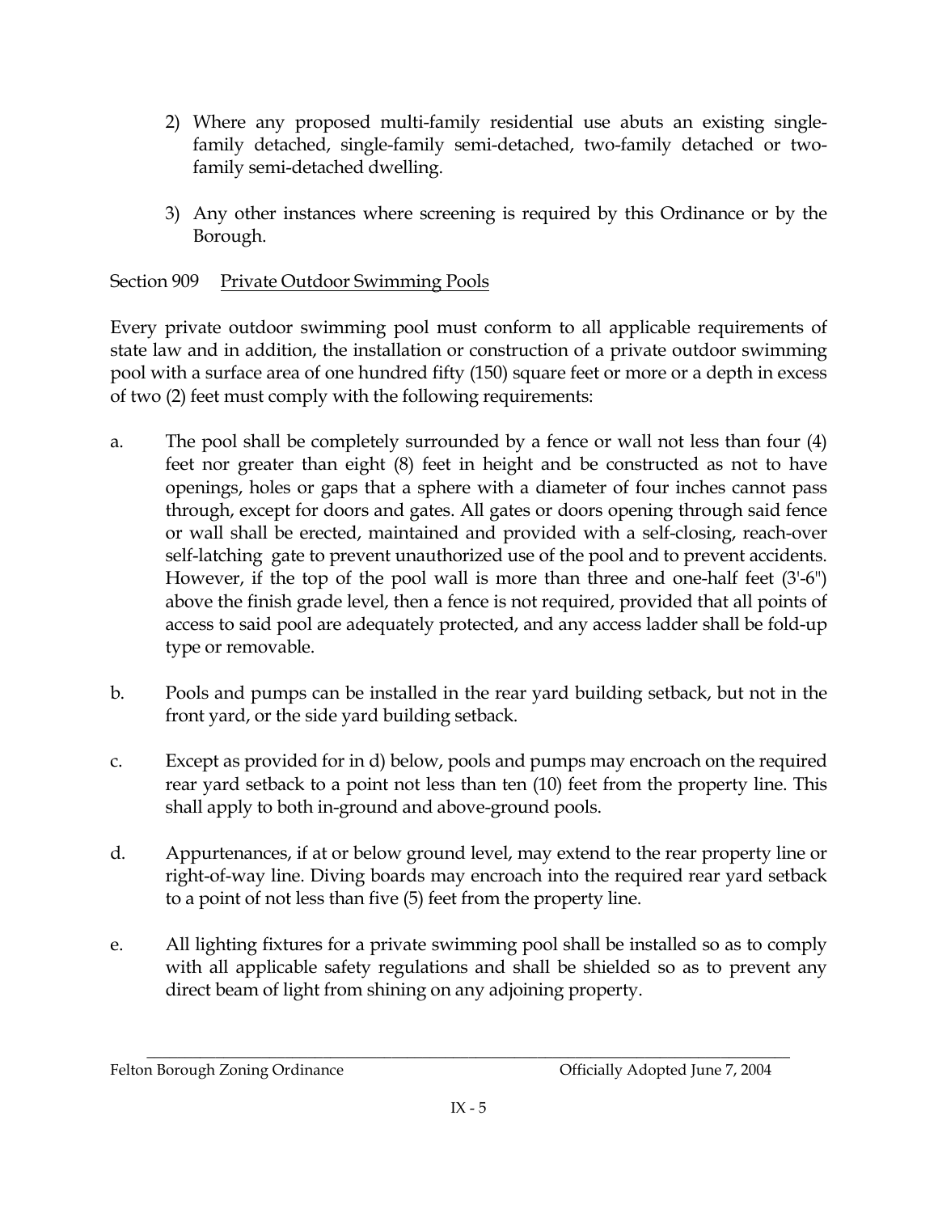2) Where any proposed multi-family residential use abuts an existing single-family detached, single-family semi-detached, two-family detached or two-family semi-detached dwelling.

3) Any other instances where screening is required by this Ordinance or by the Borough.

## Section 909 Private Outdoor Swimming Pools

Every private outdoor swimming pool must conform to all applicable requirements of state law and in addition, the installation or construction of a private outdoor swimming pool with a surface area of one hundred fifty (150) square feet or more or a depth in excess of two (2) feet must comply with the following requirements:

a. The pool shall be completely surrounded by a fence or wall not less than four (4) feet nor greater than eight (8) feet in height and be constructed as not to have openings, holes or gaps that a sphere with a diameter of four inches cannot pass through, except for doors and gates. All gates or doors opening through said fence or wall shall be erected, maintained and provided with a self-closing, reach-over self-latching gate to prevent unauthorized use of the pool and to prevent accidents. However, if the top of the pool wall is more than three and one-half feet (3'-6") above the finish grade level, then a fence is not required, provided that all points of access to said pool are adequately protected, and any access ladder shall be fold-up type or removable.

b. Pools and pumps can be installed in the rear yard building setback, but not in the front yard, or the side yard building setback.

c. Except as provided for in d) below, pools and pumps may encroach on the required rear yard setback to a point not less than ten (10) feet from the property line. This shall apply to both in-ground and above-ground pools.

d. Appurtenances, if at or below ground level, may extend to the rear property line or right-of-way line. Diving boards may encroach into the required rear yard setback to a point of not less than five (5) feet from the property line.

e. All lighting fixtures for a private swimming pool shall be installed so as to comply with all applicable safety regulations and shall be shielded so as to prevent any direct beam of light from shining on any adjoining property.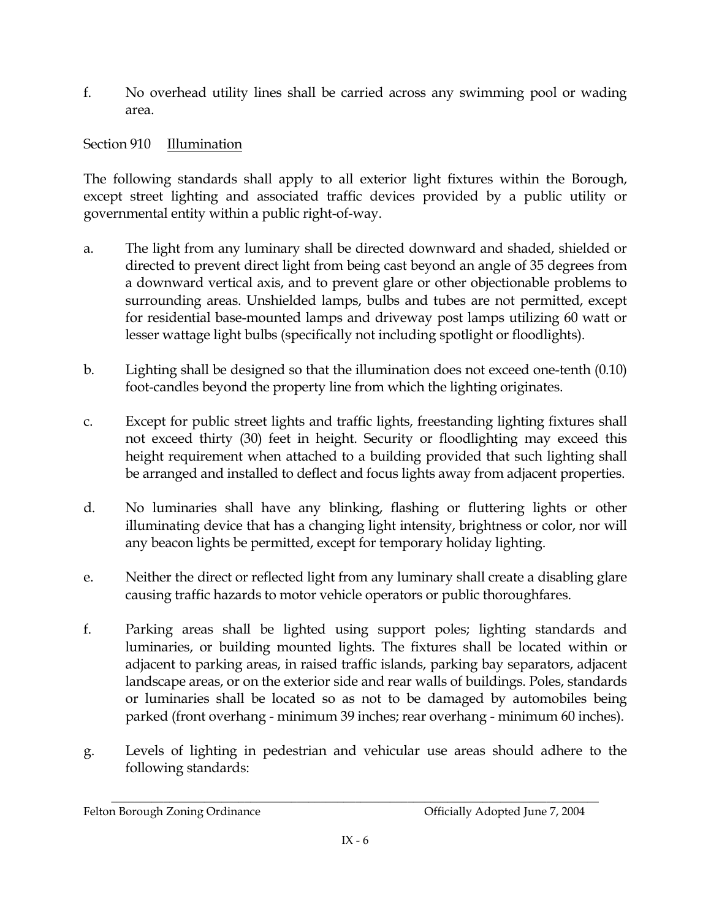f. No overhead utility lines shall be carried across any swimming pool or wading area.

## Section 910 Illumination

The following standards shall apply to all exterior light fixtures within the Borough, except street lighting and associated traffic devices provided by a public utility or governmental entity within a public right-of-way.

a. The light from any luminary shall be directed downward and shaded, shielded or directed to prevent direct light from being cast beyond an angle of 35 degrees from a downward vertical axis, and to prevent glare or other objectionable problems to surrounding areas. Unshielded lamps, bulbs and tubes are not permitted, except for residential base-mounted lamps and driveway post lamps utilizing 60 watt or lesser wattage light bulbs (specifically not including spotlight or floodlights).

b. Lighting shall be designed so that the illumination does not exceed one-tenth (0.10) foot-candles beyond the property line from which the lighting originates.

c. Except for public street lights and traffic lights, freestanding lighting fixtures shall not exceed thirty (30) feet in height. Security or floodlighting may exceed this height requirement when attached to a building provided that such lighting shall be arranged and installed to deflect and focus lights away from adjacent properties.

d. No luminaries shall have any blinking, flashing or fluttering lights or other illuminating device that has a changing light intensity, brightness or color, nor will any beacon lights be permitted, except for temporary holiday lighting.

e. Neither the direct or reflected light from any luminary shall create a disabling glare causing traffic hazards to motor vehicle operators or public thoroughfares.

f. Parking areas shall be lighted using support poles; lighting standards and luminaries, or building mounted lights. The fixtures shall be located within or adjacent to parking areas, in raised traffic islands, parking bay separators, adjacent landscape areas, or on the exterior side and rear walls of buildings. Poles, standards or luminaries shall be located so as not to be damaged by automobiles being parked (front overhang - minimum 39 inches; rear overhang - minimum 60 inches).

g. Levels of lighting in pedestrian and vehicular use areas should adhere to the following standards: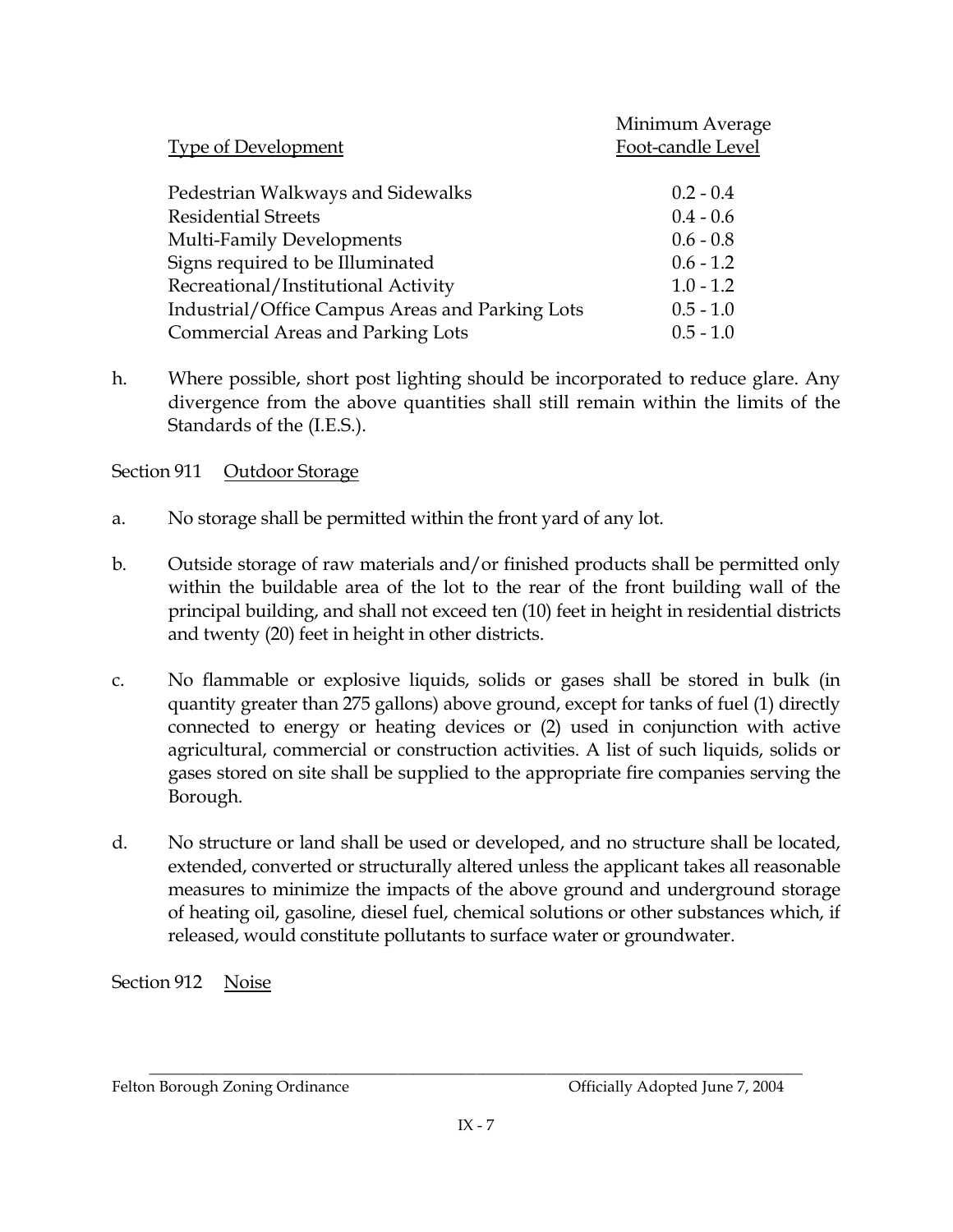| Type of Development | Minimum Average Foot-candle Level |
|---|---|
| Pedestrian Walkways and Sidewalks | 0.2 - 0.4 |
| Residential Streets | 0.4 - 0.6 |
| Multi-Family Developments | 0.6 - 0.8 |
| Signs required to be Illuminated | 0.6 - 1.2 |
| Recreational/Institutional Activity | 1.0 - 1.2 |
| Industrial/Office Campus Areas and Parking Lots | 0.5 - 1.0 |
| Commercial Areas and Parking Lots | 0.5 - 1.0 |

h. Where possible, short post lighting should be incorporated to reduce glare. Any divergence from the above quantities shall still remain within the limits of the Standards of the (I.E.S.).

## Section 911 Outdoor Storage

a. No storage shall be permitted within the front yard of any lot.

b. Outside storage of raw materials and/or finished products shall be permitted only within the buildable area of the lot to the rear of the front building wall of the principal building, and shall not exceed ten (10) feet in height in residential districts and twenty (20) feet in height in other districts.

c. No flammable or explosive liquids, solids or gases shall be stored in bulk (in quantity greater than 275 gallons) above ground, except for tanks of fuel (1) directly connected to energy or heating devices or (2) used in conjunction with active agricultural, commercial or construction activities. A list of such liquids, solids or gases stored on site shall be supplied to the appropriate fire companies serving the Borough.

d. No structure or land shall be used or developed, and no structure shall be located, extended, converted or structurally altered unless the applicant takes all reasonable measures to minimize the impacts of the above ground and underground storage of heating oil, gasoline, diesel fuel, chemical solutions or other substances which, if released, would constitute pollutants to surface water or groundwater.

## Section 912 Noise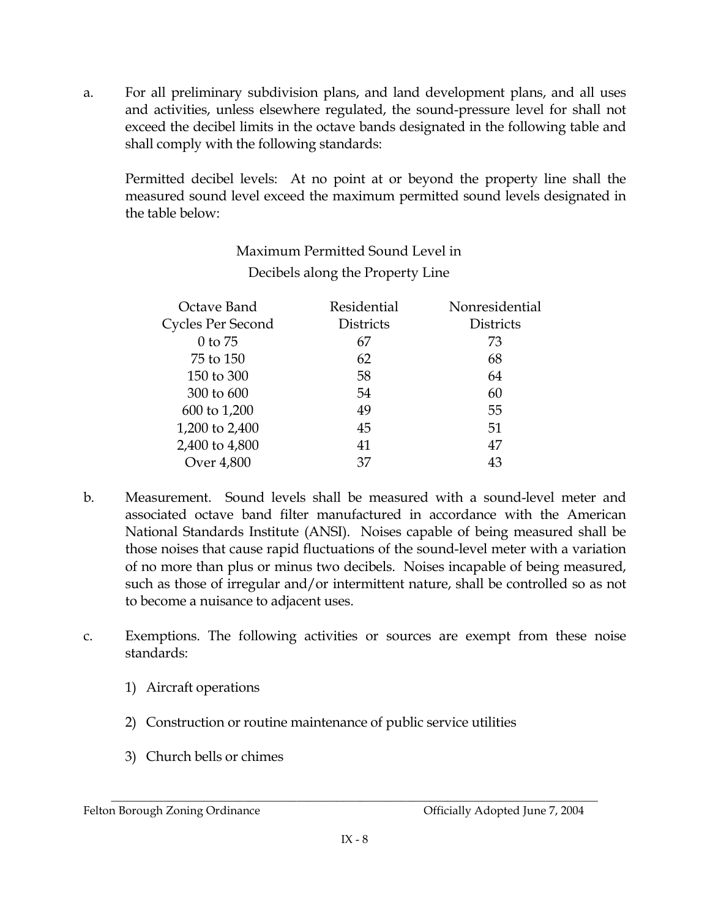a. For all preliminary subdivision plans, and land development plans, and all uses and activities, unless elsewhere regulated, the sound-pressure level for shall not exceed the decibel limits in the octave bands designated in the following table and shall comply with the following standards:

   Permitted decibel levels: At no point at or beyond the property line shall the measured sound level exceed the maximum permitted sound levels designated in the table below:

   Maximum Permitted Sound Level in Decibels along the Property Line

| Octave Band Cycles Per Second | Residential Districts | Nonresidential Districts |
|---|---|---|
| 0 to 75 | 67 | 73 |
| 75 to 150 | 62 | 68 |
| 150 to 300 | 58 | 64 |
| 300 to 600 | 54 | 60 |
| 600 to 1,200 | 49 | 55 |
| 1,200 to 2,400 | 45 | 51 |
| 2,400 to 4,800 | 41 | 47 |
| Over 4,800 | 37 | 43 |

b. Measurement. Sound levels shall be measured with a sound-level meter and associated octave band filter manufactured in accordance with the American National Standards Institute (ANSI). Noises capable of being measured shall be those noises that cause rapid fluctuations of the sound-level meter with a variation of no more than plus or minus two decibels. Noises incapable of being measured, such as those of irregular and/or intermittent nature, shall be controlled so as not to become a nuisance to adjacent uses.

c. Exemptions. The following activities or sources are exempt from these noise standards:

   1) Aircraft operations

   2) Construction or routine maintenance of public service utilities

   3) Church bells or chimes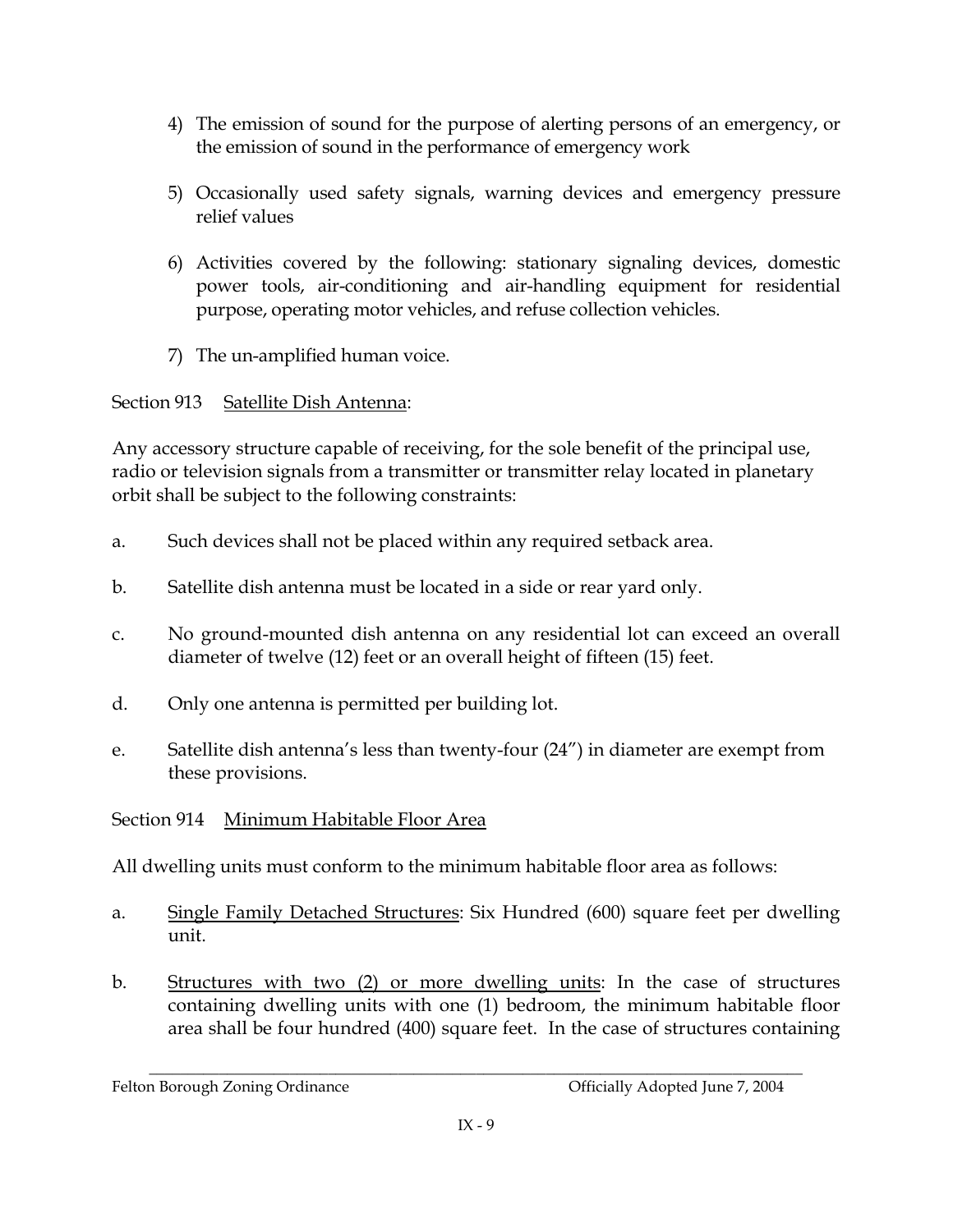4) The emission of sound for the purpose of alerting persons of an emergency, or the emission of sound in the performance of emergency work

5) Occasionally used safety signals, warning devices and emergency pressure relief values

6) Activities covered by the following: stationary signaling devices, domestic power tools, air-conditioning and air-handling equipment for residential purpose, operating motor vehicles, and refuse collection vehicles.

7) The un-amplified human voice.

Section 913 Satellite Dish Antenna:

Any accessory structure capable of receiving, for the sole benefit of the principal use, radio or television signals from a transmitter or transmitter relay located in planetary orbit shall be subject to the following constraints:

a. Such devices shall not be placed within any required setback area.

b. Satellite dish antenna must be located in a side or rear yard only.

c. No ground-mounted dish antenna on any residential lot can exceed an overall diameter of twelve (12) feet or an overall height of fifteen (15) feet.

d. Only one antenna is permitted per building lot.

e. Satellite dish antenna's less than twenty-four (24") in diameter are exempt from these provisions.

Section 914 Minimum Habitable Floor Area

All dwelling units must conform to the minimum habitable floor area as follows:

a. Single Family Detached Structures: Six Hundred (600) square feet per dwelling unit.

b. Structures with two (2) or more dwelling units: In the case of structures containing dwelling units with one (1) bedroom, the minimum habitable floor area shall be four hundred (400) square feet. In the case of structures containing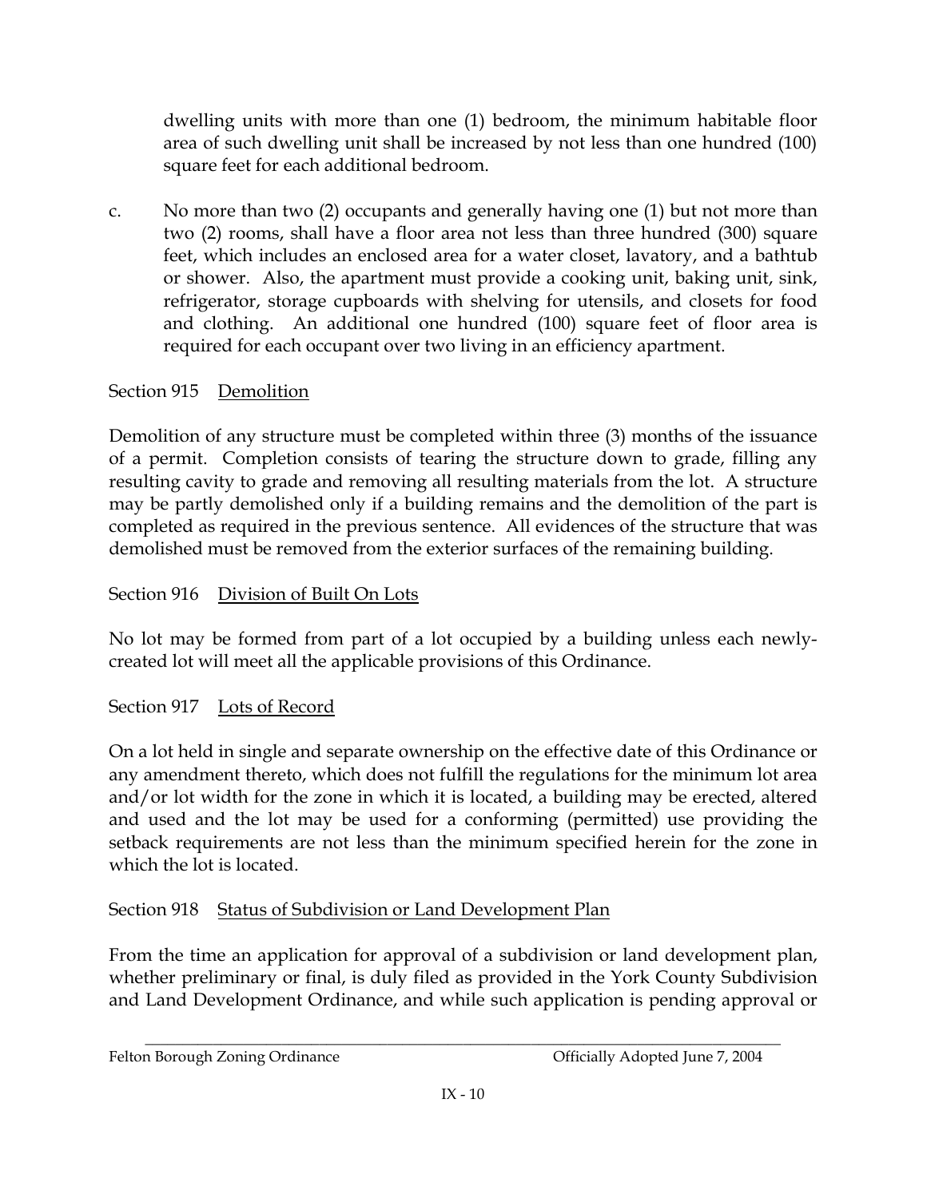dwelling units with more than one (1) bedroom, the minimum habitable floor area of such dwelling unit shall be increased by not less than one hundred (100) square feet for each additional bedroom.

c. No more than two (2) occupants and generally having one (1) but not more than two (2) rooms, shall have a floor area not less than three hundred (300) square feet, which includes an enclosed area for a water closet, lavatory, and a bathtub or shower. Also, the apartment must provide a cooking unit, baking unit, sink, refrigerator, storage cupboards with shelving for utensils, and closets for food and clothing. An additional one hundred (100) square feet of floor area is required for each occupant over two living in an efficiency apartment.

Section 915 Demolition

Demolition of any structure must be completed within three (3) months of the issuance of a permit. Completion consists of tearing the structure down to grade, filling any resulting cavity to grade and removing all resulting materials from the lot. A structure may be partly demolished only if a building remains and the demolition of the part is completed as required in the previous sentence. All evidences of the structure that was demolished must be removed from the exterior surfaces of the remaining building.

Section 916 Division of Built On Lots

No lot may be formed from part of a lot occupied by a building unless each newly-created lot will meet all the applicable provisions of this Ordinance.

Section 917 Lots of Record

On a lot held in single and separate ownership on the effective date of this Ordinance or any amendment thereto, which does not fulfill the regulations for the minimum lot area and/or lot width for the zone in which it is located, a building may be erected, altered and used and the lot may be used for a conforming (permitted) use providing the setback requirements are not less than the minimum specified herein for the zone in which the lot is located.

Section 918 Status of Subdivision or Land Development Plan

From the time an application for approval of a subdivision or land development plan, whether preliminary or final, is duly filed as provided in the York County Subdivision and Land Development Ordinance, and while such application is pending approval or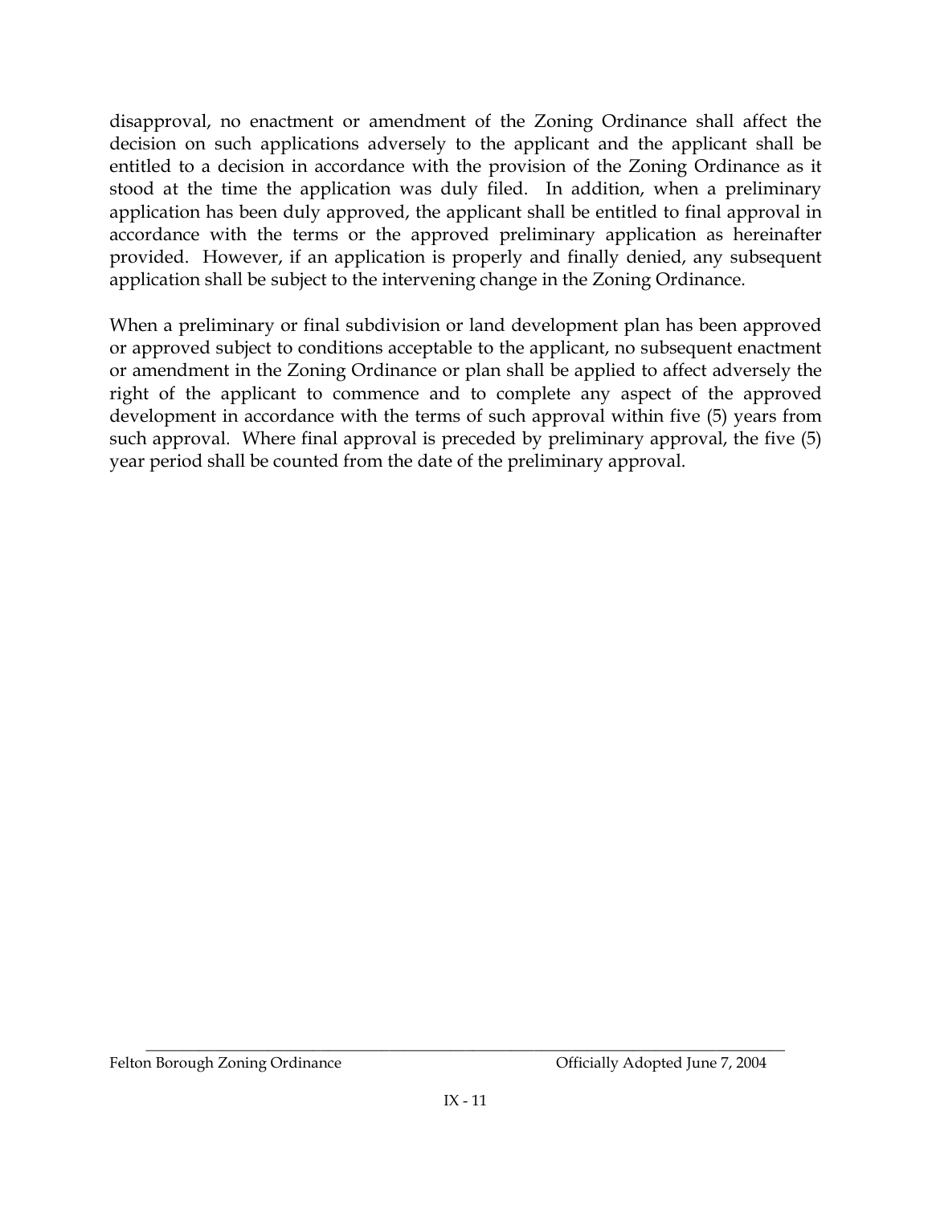disapproval, no enactment or amendment of the Zoning Ordinance shall affect the decision on such applications adversely to the applicant and the applicant shall be entitled to a decision in accordance with the provision of the Zoning Ordinance as it stood at the time the application was duly filed. In addition, when a preliminary application has been duly approved, the applicant shall be entitled to final approval in accordance with the terms or the approved preliminary application as hereinafter provided. However, if an application is properly and finally denied, any subsequent application shall be subject to the intervening change in the Zoning Ordinance.

When a preliminary or final subdivision or land development plan has been approved or approved subject to conditions acceptable to the applicant, no subsequent enactment or amendment in the Zoning Ordinance or plan shall be applied to affect adversely the right of the applicant to commence and to complete any aspect of the approved development in accordance with the terms of such approval within five (5) years from such approval. Where final approval is preceded by preliminary approval, the five (5) year period shall be counted from the date of the preliminary approval.